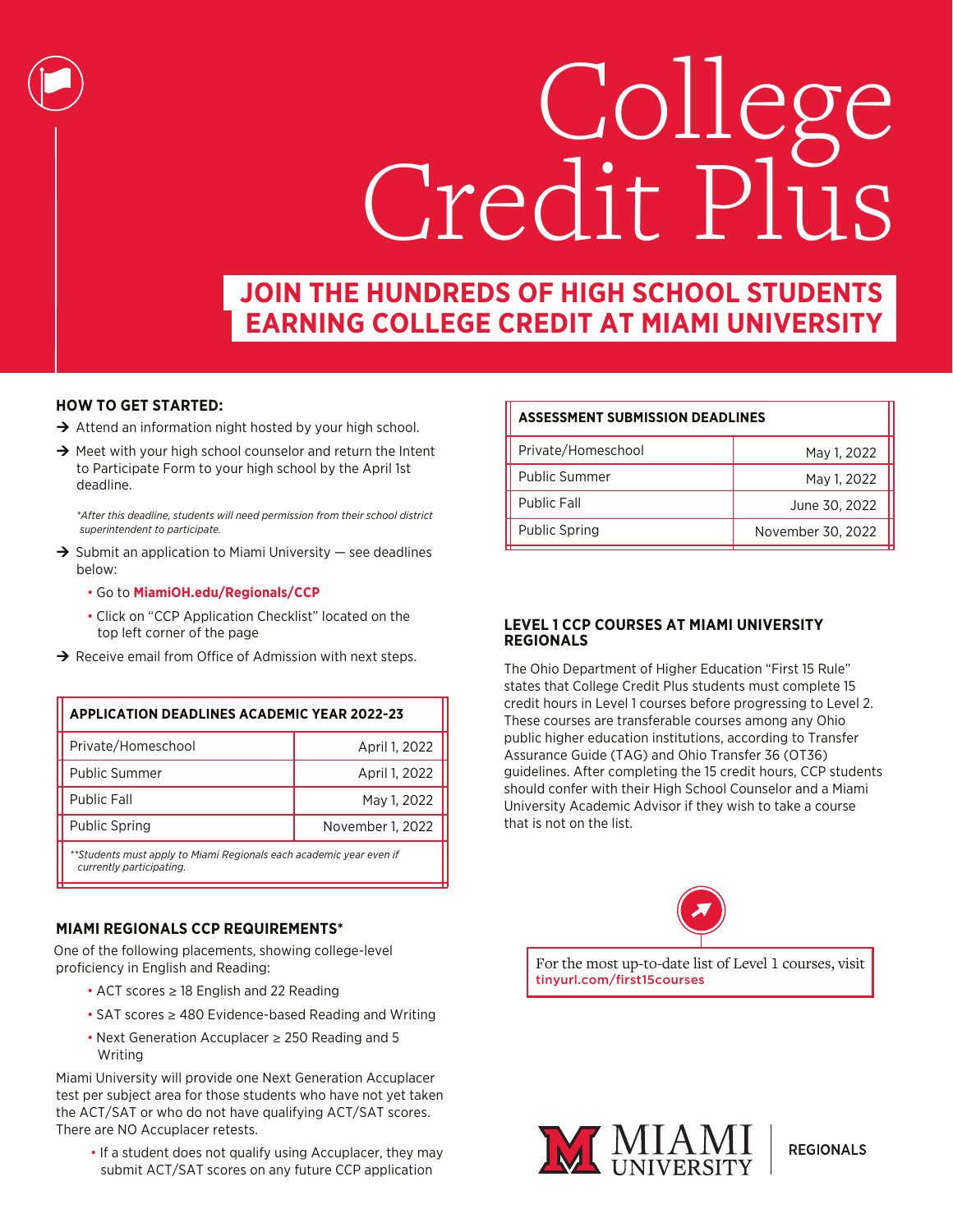# College Credit Plus

## JOIN THE HUNDREDS OF HIGH SCHOOL STUDENTS EARNING COLLEGE CREDIT AT MIAMI UNIVERSITY

### HOW TO GET STARTED:

- Attend an information night hosted by your high school.
- Meet with your high school counselor and return the Intent to Participate Form to your high school by the April 1st deadline.

  *\*After this deadline, students will need permission from their school district superintendent to participate.*

- Submit an application to Miami University — see deadlines below:
  - Go to **MiamiOH.edu/Regionals/CCP**
  - Click on "CCP Application Checklist" located on the top left corner of the page
- Receive email from Office of Admission with next steps.

| APPLICATION DEADLINES ACADEMIC YEAR 2022-23 | |
|---|---|
| Private/Homeschool | April 1, 2022 |
| Public Summer | April 1, 2022 |
| Public Fall | May 1, 2022 |
| Public Spring | November 1, 2022 |

*\*\*Students must apply to Miami Regionals each academic year even if currently participating.*

### MIAMI REGIONALS CCP REQUIREMENTS*

One of the following placements, showing college-level proficiency in English and Reading:

- ACT scores ≥ 18 English and 22 Reading
- SAT scores ≥ 480 Evidence-based Reading and Writing
- Next Generation Accuplacer ≥ 250 Reading and 5 Writing

Miami University will provide one Next Generation Accuplacer test per subject area for those students who have not yet taken the ACT/SAT or who do not have qualifying ACT/SAT scores. There are NO Accuplacer retests.

- If a student does not qualify using Accuplacer, they may submit ACT/SAT scores on any future CCP application

| ASSESSMENT SUBMISSION DEADLINES | |
|---|---|
| Private/Homeschool | May 1, 2022 |
| Public Summer | May 1, 2022 |
| Public Fall | June 30, 2022 |
| Public Spring | November 30, 2022 |

### LEVEL 1 CCP COURSES AT MIAMI UNIVERSITY REGIONALS

The Ohio Department of Higher Education "First 15 Rule" states that College Credit Plus students must complete 15 credit hours in Level 1 courses before progressing to Level 2. These courses are transferable courses among any Ohio public higher education institutions, according to Transfer Assurance Guide (TAG) and Ohio Transfer 36 (OT36) guidelines. After completing the 15 credit hours, CCP students should confer with their High School Counselor and a Miami University Academic Advisor if they wish to take a course that is not on the list.

For the most up-to-date list of Level 1 courses, visit **tinyurl.com/first15courses**

MIAMI UNIVERSITY | REGIONALS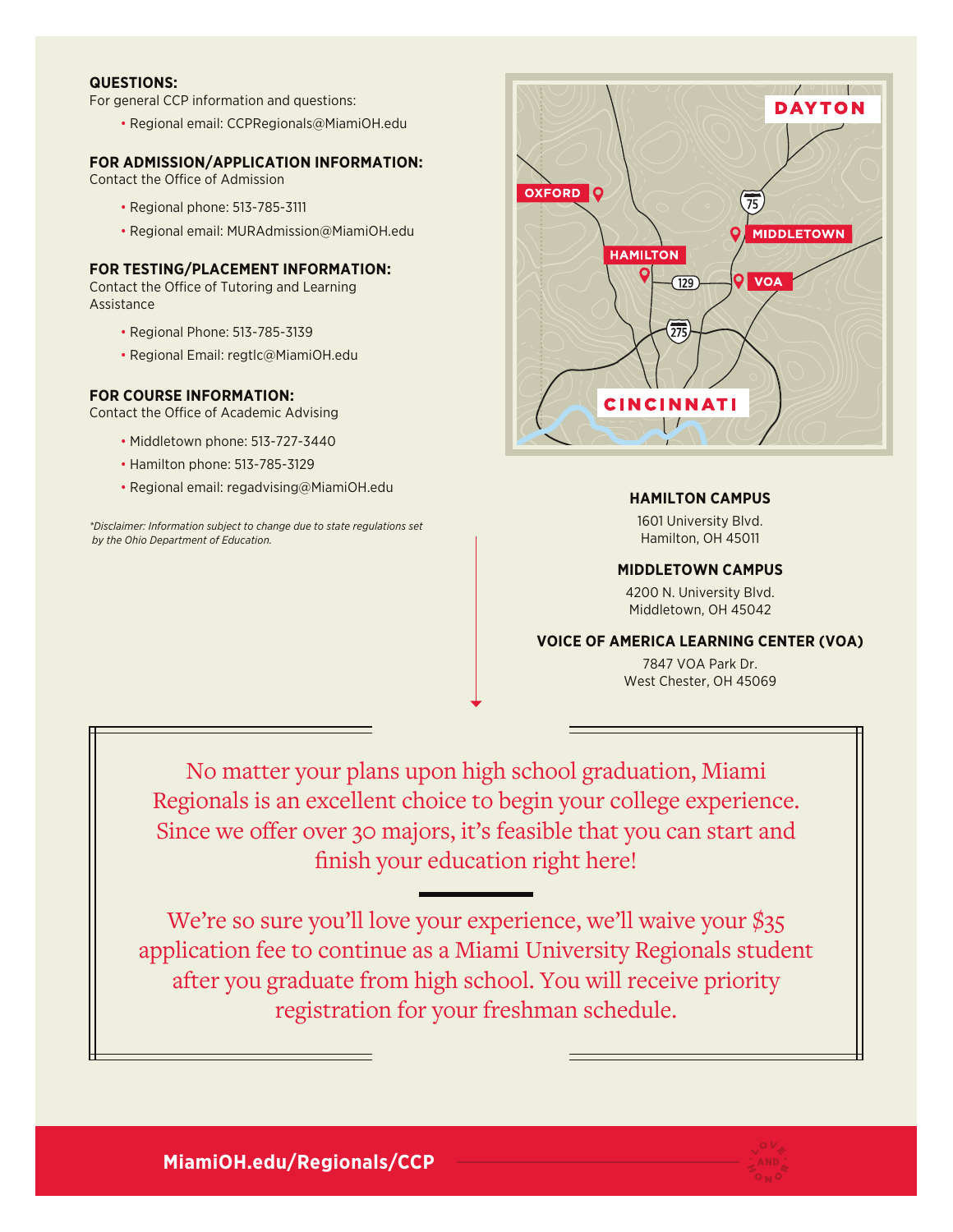**QUESTIONS:**
For general CCP information and questions:

- Regional email: CCPRegionals@MiamiOH.edu

**FOR ADMISSION/APPLICATION INFORMATION:**
Contact the Office of Admission

- Regional phone: 513-785-3111
- Regional email: MURAdmission@MiamiOH.edu

**FOR TESTING/PLACEMENT INFORMATION:**
Contact the Office of Tutoring and Learning Assistance

- Regional Phone: 513-785-3139
- Regional Email: regtlc@MiamiOH.edu

**FOR COURSE INFORMATION:**
Contact the Office of Academic Advising

- Middletown phone: 513-727-3440
- Hamilton phone: 513-785-3129
- Regional email: regadvising@MiamiOH.edu

*\*Disclaimer: Information subject to change due to state regulations set by the Ohio Department of Education.*

DAYTON
OXFORD
75
MIDDLETOWN
HAMILTON
129
VOA
275
CINCINNATI

**HAMILTON CAMPUS**
1601 University Blvd.
Hamilton, OH 45011

**MIDDLETOWN CAMPUS**
4200 N. University Blvd.
Middletown, OH 45042

**VOICE OF AMERICA LEARNING CENTER (VOA)**
7847 VOA Park Dr.
West Chester, OH 45069

No matter your plans upon high school graduation, Miami Regionals is an excellent choice to begin your college experience. Since we offer over 30 majors, it's feasible that you can start and finish your education right here!

We're so sure you'll love your experience, we'll waive your $35 application fee to continue as a Miami University Regionals student after you graduate from high school. You will receive priority registration for your freshman schedule.

**MiamiOH.edu/Regionals/CCP**

LOVE AND HONOR